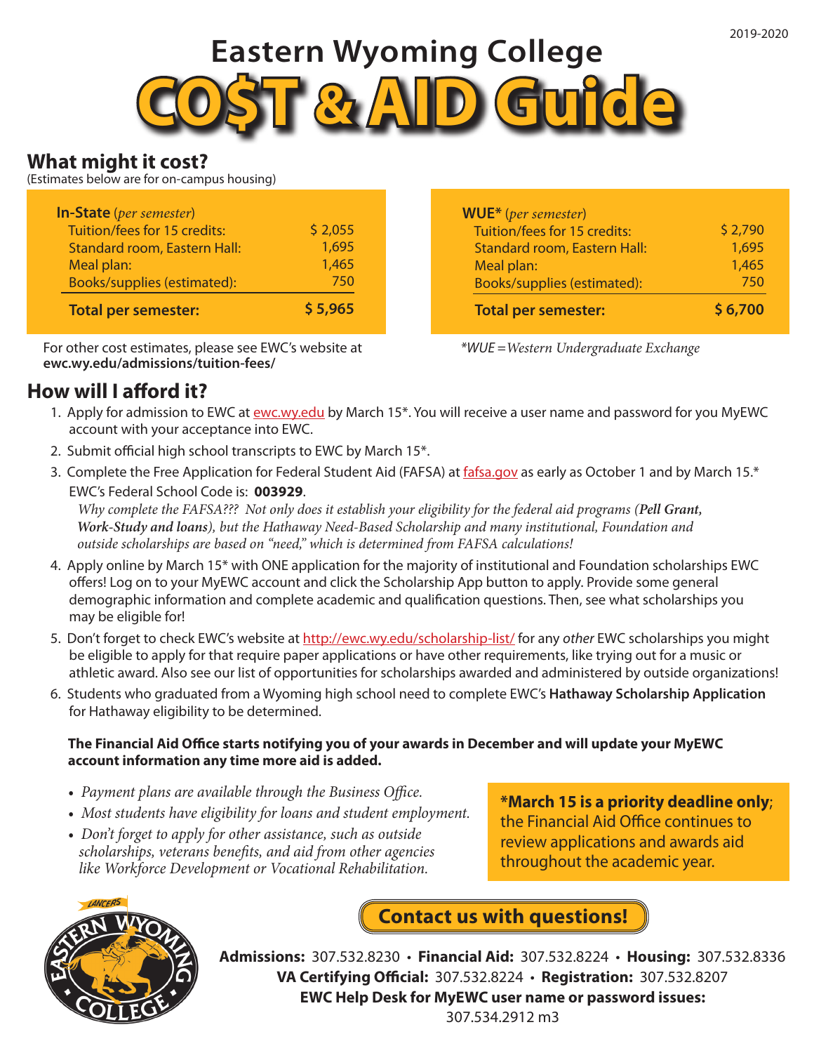2019-2020

# Eastern Wyoming College

# CO$T & AID Guide

## What might it cost?

(Estimates below are for on-campus housing)

| **In-State** (*per semester*) | |
|---|---|
| Tuition/fees for 15 credits: | $ 2,055 |
| Standard room, Eastern Hall: | 1,695 |
| Meal plan: | 1,465 |
| Books/supplies (estimated): | 750 |
| **Total per semester:** | **$ 5,965** |

For other cost estimates, please see EWC's website at **ewc.wy.edu/admissions/tuition-fees/**

| **WUE*** (*per semester*) | |
|---|---|
| Tuition/fees for 15 credits: | $ 2,790 |
| Standard room, Eastern Hall: | 1,695 |
| Meal plan: | 1,465 |
| Books/supplies (estimated): | 750 |
| **Total per semester:** | **$ 6,700** |

*\*WUE = Western Undergraduate Exchange*

## How will I afford it?

1. Apply for admission to EWC at ewc.wy.edu by March 15*. You will receive a user name and password for you MyEWC account with your acceptance into EWC.
2. Submit official high school transcripts to EWC by March 15*.
3. Complete the Free Application for Federal Student Aid (FAFSA) at fafsa.gov as early as October 1 and by March 15.* EWC's Federal School Code is: **003929**.
   *Why complete the FAFSA??? Not only does it establish your eligibility for the federal aid programs (**Pell Grant, Work-Study and loans**), but the Hathaway Need-Based Scholarship and many institutional, Foundation and outside scholarships are based on "need," which is determined from FAFSA calculations!*
4. Apply online by March 15* with ONE application for the majority of institutional and Foundation scholarships EWC offers! Log on to your MyEWC account and click the Scholarship App button to apply. Provide some general demographic information and complete academic and qualification questions. Then, see what scholarships you may be eligible for!
5. Don't forget to check EWC's website at http://ewc.wy.edu/scholarship-list/ for any *other* EWC scholarships you might be eligible to apply for that require paper applications or have other requirements, like trying out for a music or athletic award. Also see our list of opportunities for scholarships awarded and administered by outside organizations!
6. Students who graduated from a Wyoming high school need to complete EWC's **Hathaway Scholarship Application** for Hathaway eligibility to be determined.

**The Financial Aid Office starts notifying you of your awards in December and will update your MyEWC account information any time more aid is added.**

- *Payment plans are available through the Business Office.*
- *Most students have eligibility for loans and student employment.*
- *Don't forget to apply for other assistance, such as outside scholarships, veterans benefits, and aid from other agencies like Workforce Development or Vocational Rehabilitation.*

**\*March 15 is a priority deadline only**; the Financial Aid Office continues to review applications and awards aid throughout the academic year.

## Contact us with questions!

**Admissions:** 307.532.8230 • **Financial Aid:** 307.532.8224 • **Housing:** 307.532.8336
**VA Certifying Official:** 307.532.8224 • **Registration:** 307.532.8207
**EWC Help Desk for MyEWC user name or password issues:**
307.534.2912 m3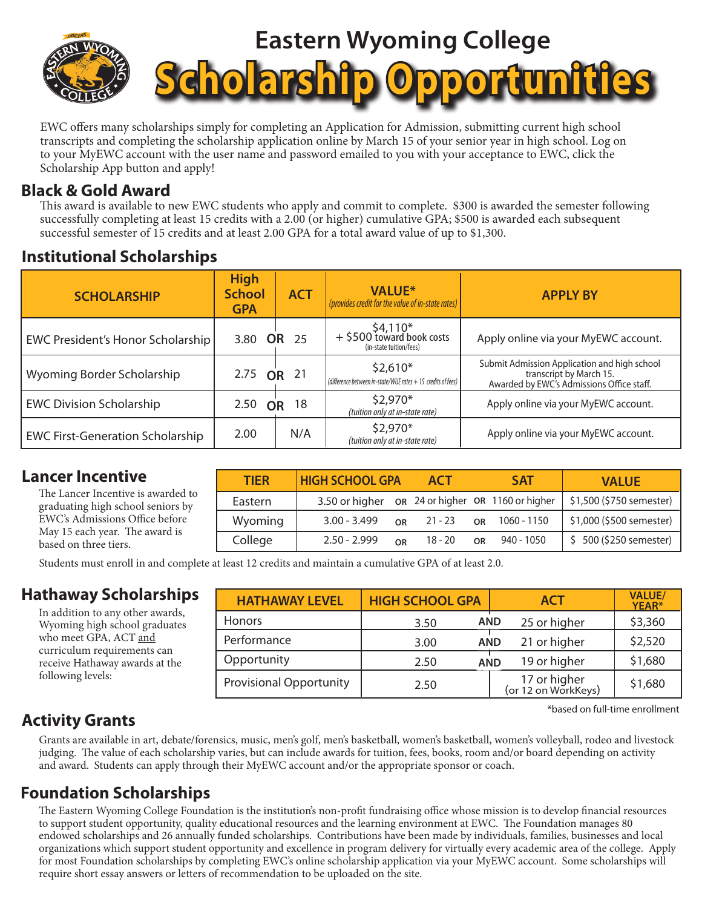# Eastern Wyoming College

# Scholarship Opportunities

EWC offers many scholarships simply for completing an Application for Admission, submitting current high school transcripts and completing the scholarship application online by March 15 of your senior year in high school. Log on to your MyEWC account with the user name and password emailed to you with your acceptance to EWC, click the Scholarship App button and apply!

## Black & Gold Award

This award is available to new EWC students who apply and commit to complete. $300 is awarded the semester following successfully completing at least 15 credits with a 2.00 (or higher) cumulative GPA; $500 is awarded each subsequent successful semester of 15 credits and at least 2.00 GPA for a total award value of up to $1,300.

## Institutional Scholarships

| SCHOLARSHIP | High School GPA | | ACT | VALUE* (provides credit for the value of in-state rates) | APPLY BY |
|---|---|---|---|---|---|
| EWC President's Honor Scholarship | 3.80 | OR | 25 | $4,110* + $500 toward book costs (in-state tuition/fees) | Apply online via your MyEWC account. |
| Wyoming Border Scholarship | 2.75 | OR | 21 | $2,610* (difference between in-state/WUE rates + 15 credits of fees) | Submit Admission Application and high school transcript by March 15. Awarded by EWC's Admissions Office staff. |
| EWC Division Scholarship | 2.50 | OR | 18 | $2,970* (tuition only at in-state rate) | Apply online via your MyEWC account. |
| EWC First-Generation Scholarship | 2.00 | | N/A | $2,970* (tuition only at in-state rate) | Apply online via your MyEWC account. |

## Lancer Incentive

The Lancer Incentive is awarded to graduating high school seniors by EWC's Admissions Office before May 15 each year. The award is based on three tiers.

| TIER | HIGH SCHOOL GPA | | ACT | | SAT | VALUE |
|---|---|---|---|---|---|---|
| Eastern | 3.50 or higher | OR | 24 or higher | OR | 1160 or higher | $1,500 ($750 semester) |
| Wyoming | 3.00 - 3.499 | OR | 21 - 23 | OR | 1060 - 1150 | $1,000 ($500 semester) |
| College | 2.50 - 2.999 | OR | 18 - 20 | OR | 940 - 1050 | $ 500 ($250 semester) |

Students must enroll in and complete at least 12 credits and maintain a cumulative GPA of at least 2.0.

## Hathaway Scholarships

In addition to any other awards, Wyoming high school graduates who meet GPA, ACT and curriculum requirements can receive Hathaway awards at the following levels:

| HATHAWAY LEVEL | HIGH SCHOOL GPA | | ACT | VALUE/YEAR* |
|---|---|---|---|---|
| Honors | 3.50 | AND | 25 or higher | $3,360 |
| Performance | 3.00 | AND | 21 or higher | $2,520 |
| Opportunity | 2.50 | AND | 19 or higher | $1,680 |
| Provisional Opportunity | 2.50 | | 17 or higher (or 12 on WorkKeys) | $1,680 |

*based on full-time enrollment

## Activity Grants

Grants are available in art, debate/forensics, music, men's golf, men's basketball, women's basketball, women's volleyball, rodeo and livestock judging. The value of each scholarship varies, but can include awards for tuition, fees, books, room and/or board depending on activity and award. Students can apply through their MyEWC account and/or the appropriate sponsor or coach.

## Foundation Scholarships

The Eastern Wyoming College Foundation is the institution's non-profit fundraising office whose mission is to develop financial resources to support student opportunity, quality educational resources and the learning environment at EWC. The Foundation manages 80 endowed scholarships and 26 annually funded scholarships. Contributions have been made by individuals, families, businesses and local organizations which support student opportunity and excellence in program delivery for virtually every academic area of the college. Apply for most Foundation scholarships by completing EWC's online scholarship application via your MyEWC account. Some scholarships will require short essay answers or letters of recommendation to be uploaded on the site.